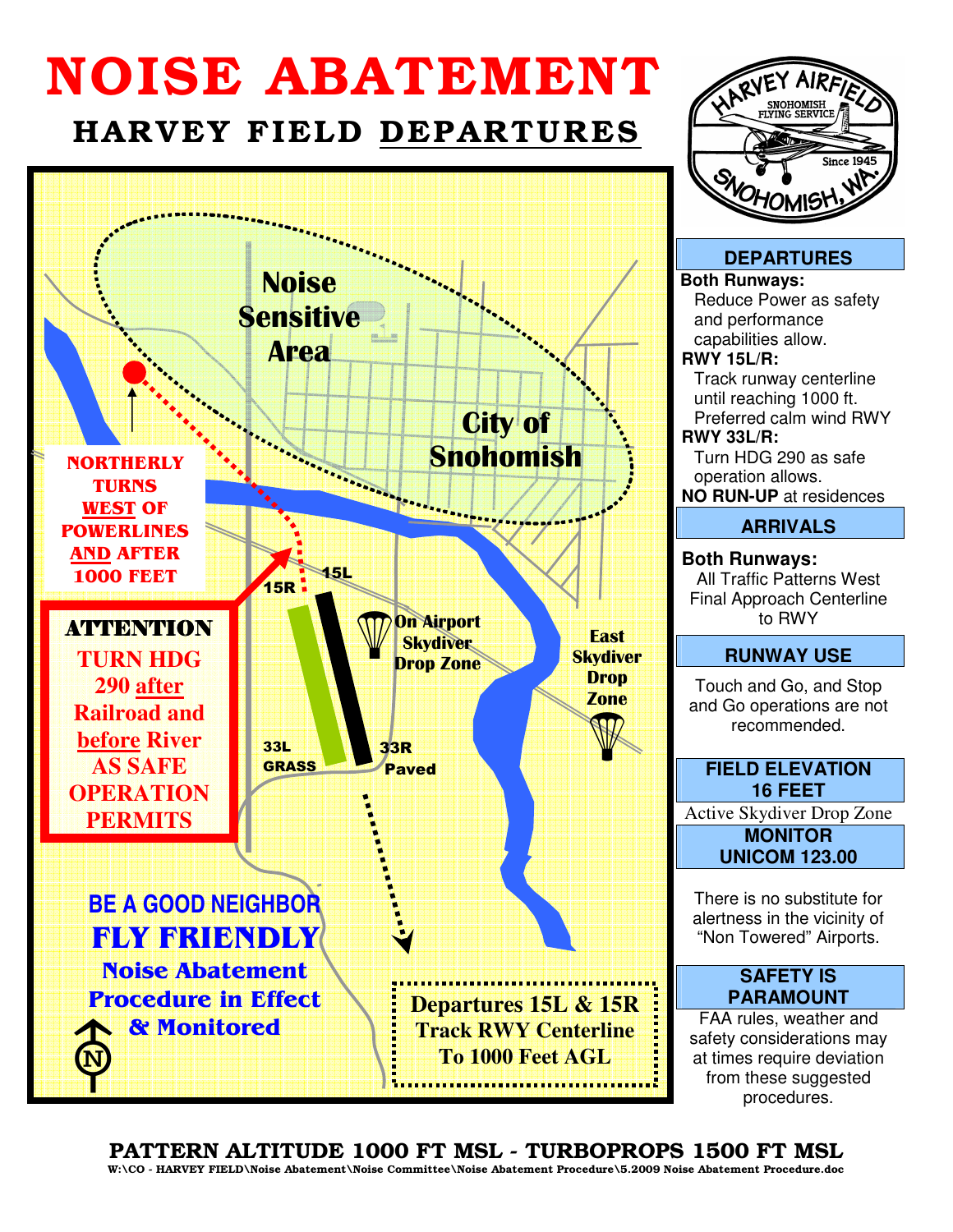# NOISE ABATEMENT

## HARVEY FIELD DEPARTURES

HARVEY AIRFIELD
SNOHOMISH FLYING SERVICE
Since 1945
SNOHOMISH, WA.

Noise Sensitive Area

City of Snohomish

NORTHERLY TURNS WEST OF POWERLINES AND AFTER 1000 FEET

15R

15L

ATTENTION
TURN HDG 290 after Railroad and before River AS SAFE OPERATION PERMITS

On Airport Skydiver Drop Zone

East Skydiver Drop Zone

33L GRASS

33R Paved

BE A GOOD NEIGHBOR
**FLY FRIENDLY**
Noise Abatement Procedure in Effect & Monitored

N

Departures 15L & 15R
Track RWY Centerline
To 1000 Feet AGL

### DEPARTURES

**Both Runways:**
Reduce Power as safety and performance capabilities allow.

**RWY 15L/R:**
Track runway centerline until reaching 1000 ft.
Preferred calm wind RWY

**RWY 33L/R:**
Turn HDG 290 as safe operation allows.

**NO RUN-UP** at residences

### ARRIVALS

**Both Runways:**
All Traffic Patterns West
Final Approach Centerline to RWY

### RUNWAY USE

Touch and Go, and Stop and Go operations are not recommended.

### FIELD ELEVATION 16 FEET

Active Skydiver Drop Zone

### MONITOR UNICOM 123.00

There is no substitute for alertness in the vicinity of "Non Towered" Airports.

### SAFETY IS PARAMOUNT

FAA rules, weather and safety considerations may at times require deviation from these suggested procedures.

**PATTERN ALTITUDE 1000 FT MSL - TURBOPROPS 1500 FT MSL**

W:\CO - HARVEY FIELD\Noise Abatement\Noise Committee\Noise Abatement Procedure\5.2009 Noise Abatement Procedure.doc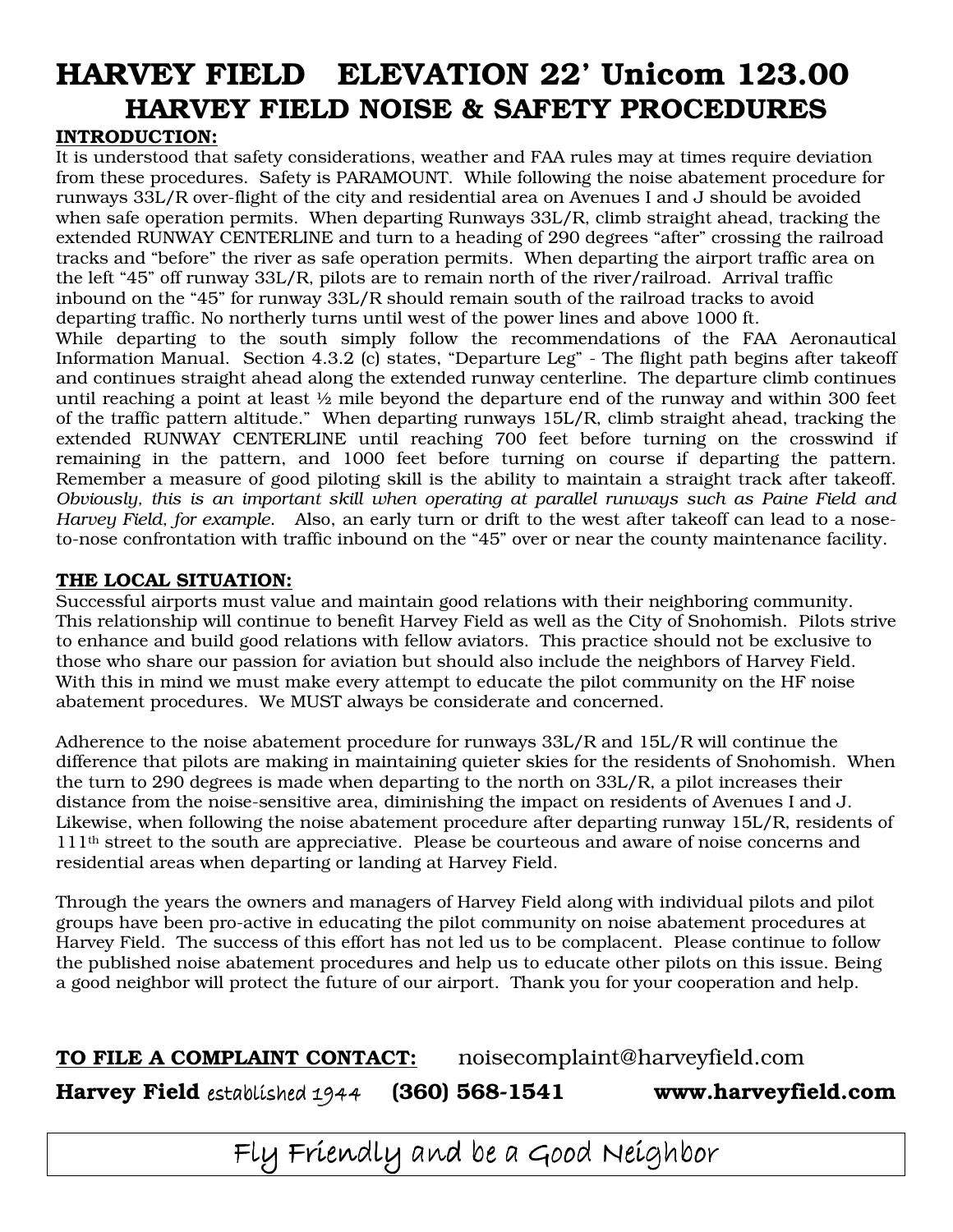# HARVEY FIELD ELEVATION 22' Unicom 123.00

## HARVEY FIELD NOISE & SAFETY PROCEDURES

**INTRODUCTION:**

It is understood that safety considerations, weather and FAA rules may at times require deviation from these procedures. Safety is PARAMOUNT. While following the noise abatement procedure for runways 33L/R over-flight of the city and residential area on Avenues I and J should be avoided when safe operation permits. When departing Runways 33L/R, climb straight ahead, tracking the extended RUNWAY CENTERLINE and turn to a heading of 290 degrees "after" crossing the railroad tracks and "before" the river as safe operation permits. When departing the airport traffic area on the left "45" off runway 33L/R, pilots are to remain north of the river/railroad. Arrival traffic inbound on the "45" for runway 33L/R should remain south of the railroad tracks to avoid departing traffic. No northerly turns until west of the power lines and above 1000 ft.

While departing to the south simply follow the recommendations of the FAA Aeronautical Information Manual. Section 4.3.2 (c) states, "Departure Leg" - The flight path begins after takeoff and continues straight ahead along the extended runway centerline. The departure climb continues until reaching a point at least ½ mile beyond the departure end of the runway and within 300 feet of the traffic pattern altitude." When departing runways 15L/R, climb straight ahead, tracking the extended RUNWAY CENTERLINE until reaching 700 feet before turning on the crosswind if remaining in the pattern, and 1000 feet before turning on course if departing the pattern. Remember a measure of good piloting skill is the ability to maintain a straight track after takeoff. *Obviously, this is an important skill when operating at parallel runways such as Paine Field and Harvey Field, for example.* Also, an early turn or drift to the west after takeoff can lead to a nose-to-nose confrontation with traffic inbound on the "45" over or near the county maintenance facility.

**THE LOCAL SITUATION:**

Successful airports must value and maintain good relations with their neighboring community. This relationship will continue to benefit Harvey Field as well as the City of Snohomish. Pilots strive to enhance and build good relations with fellow aviators. This practice should not be exclusive to those who share our passion for aviation but should also include the neighbors of Harvey Field. With this in mind we must make every attempt to educate the pilot community on the HF noise abatement procedures. We MUST always be considerate and concerned.

Adherence to the noise abatement procedure for runways 33L/R and 15L/R will continue the difference that pilots are making in maintaining quieter skies for the residents of Snohomish. When the turn to 290 degrees is made when departing to the north on 33L/R, a pilot increases their distance from the noise-sensitive area, diminishing the impact on residents of Avenues I and J. Likewise, when following the noise abatement procedure after departing runway 15L/R, residents of 111th street to the south are appreciative. Please be courteous and aware of noise concerns and residential areas when departing or landing at Harvey Field.

Through the years the owners and managers of Harvey Field along with individual pilots and pilot groups have been pro-active in educating the pilot community on noise abatement procedures at Harvey Field. The success of this effort has not led us to be complacent. Please continue to follow the published noise abatement procedures and help us to educate other pilots on this issue. Being a good neighbor will protect the future of our airport. Thank you for your cooperation and help.

**TO FILE A COMPLAINT CONTACT:** noisecomplaint@harveyfield.com

**Harvey Field** established 1944 **(360) 568-1541** **www.harveyfield.com**

Fly Friendly and be a Good Neighbor